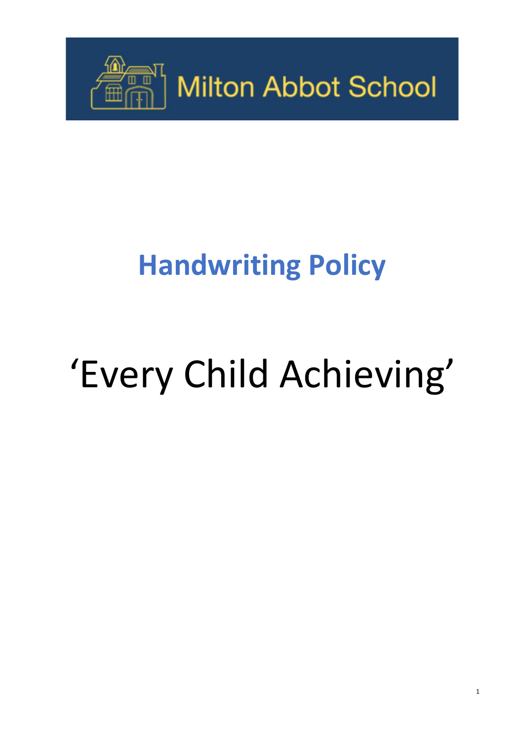Milton Abbot School

# Handwriting Policy

'Every Child Achieving'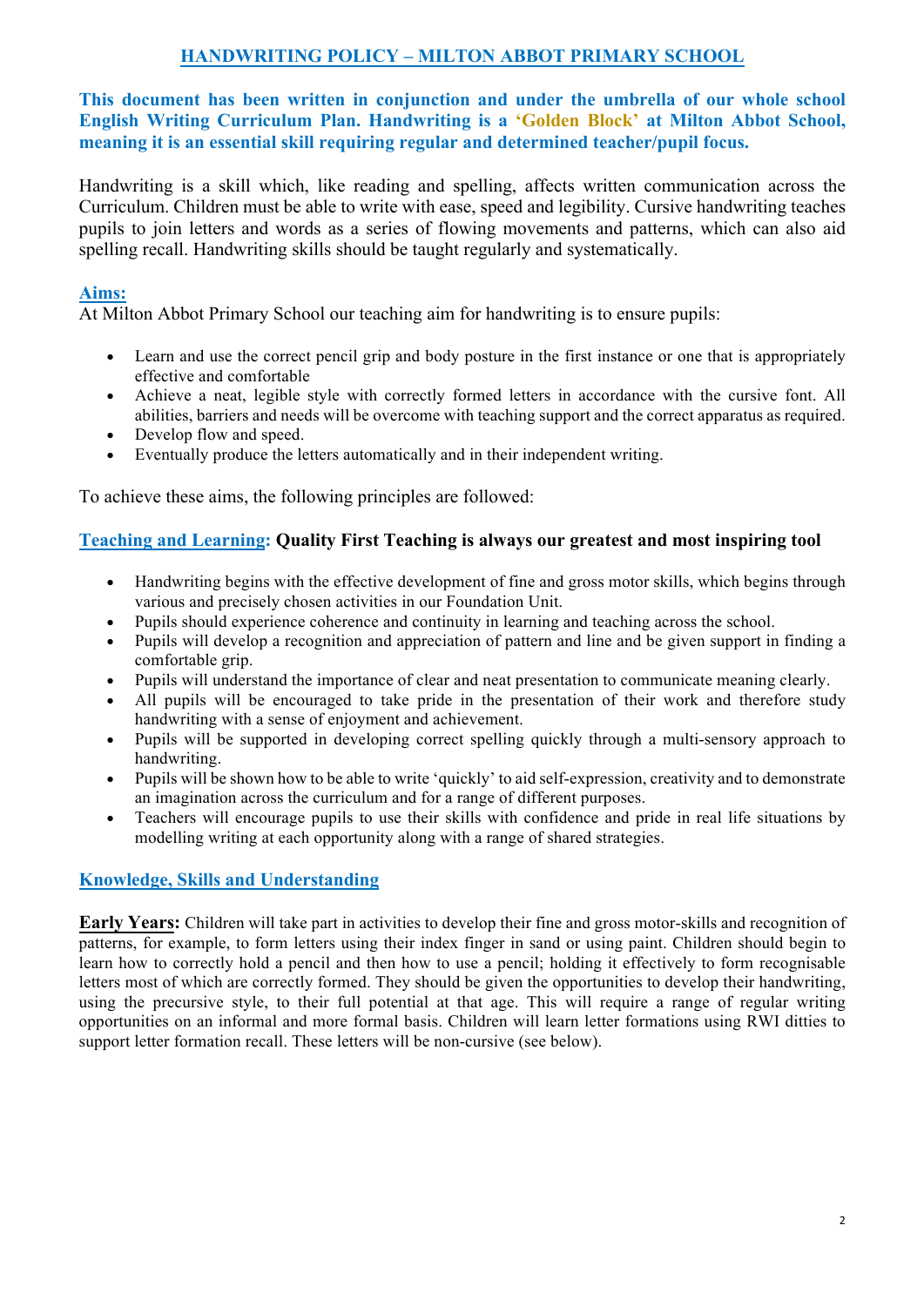# HANDWRITING POLICY – MILTON ABBOT PRIMARY SCHOOL

**This document has been written in conjunction and under the umbrella of our whole school English Writing Curriculum Plan. Handwriting is a 'Golden Block' at Milton Abbot School, meaning it is an essential skill requiring regular and determined teacher/pupil focus.**

Handwriting is a skill which, like reading and spelling, affects written communication across the Curriculum. Children must be able to write with ease, speed and legibility. Cursive handwriting teaches pupils to join letters and words as a series of flowing movements and patterns, which can also aid spelling recall. Handwriting skills should be taught regularly and systematically.

## Aims:

At Milton Abbot Primary School our teaching aim for handwriting is to ensure pupils:

- Learn and use the correct pencil grip and body posture in the first instance or one that is appropriately effective and comfortable
- Achieve a neat, legible style with correctly formed letters in accordance with the cursive font. All abilities, barriers and needs will be overcome with teaching support and the correct apparatus as required.
- Develop flow and speed.
- Eventually produce the letters automatically and in their independent writing.

To achieve these aims, the following principles are followed:

## Teaching and Learning: **Quality First Teaching is always our greatest and most inspiring tool**

- Handwriting begins with the effective development of fine and gross motor skills, which begins through various and precisely chosen activities in our Foundation Unit.
- Pupils should experience coherence and continuity in learning and teaching across the school.
- Pupils will develop a recognition and appreciation of pattern and line and be given support in finding a comfortable grip.
- Pupils will understand the importance of clear and neat presentation to communicate meaning clearly.
- All pupils will be encouraged to take pride in the presentation of their work and therefore study handwriting with a sense of enjoyment and achievement.
- Pupils will be supported in developing correct spelling quickly through a multi-sensory approach to handwriting.
- Pupils will be shown how to be able to write 'quickly' to aid self-expression, creativity and to demonstrate an imagination across the curriculum and for a range of different purposes.
- Teachers will encourage pupils to use their skills with confidence and pride in real life situations by modelling writing at each opportunity along with a range of shared strategies.

## Knowledge, Skills and Understanding

**Early Years:** Children will take part in activities to develop their fine and gross motor-skills and recognition of patterns, for example, to form letters using their index finger in sand or using paint. Children should begin to learn how to correctly hold a pencil and then how to use a pencil; holding it effectively to form recognisable letters most of which are correctly formed. They should be given the opportunities to develop their handwriting, using the precursive style, to their full potential at that age. This will require a range of regular writing opportunities on an informal and more formal basis. Children will learn letter formations using RWI ditties to support letter formation recall. These letters will be non-cursive (see below).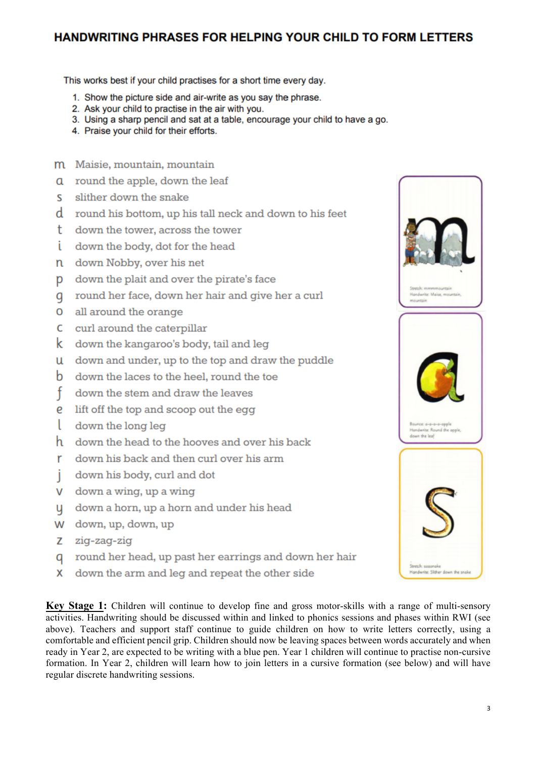# HANDWRITING PHRASES FOR HELPING YOUR CHILD TO FORM LETTERS

This works best if your child practises for a short time every day.

1. Show the picture side and air-write as you say the phrase.
2. Ask your child to practise in the air with you.
3. Using a sharp pencil and sat at a table, encourage your child to have a go.
4. Praise your child for their efforts.

| | |
|---|---|
| m | Maisie, mountain, mountain |
| a | round the apple, down the leaf |
| s | slither down the snake |
| d | round his bottom, up his tall neck and down to his feet |
| t | down the tower, across the tower |
| i | down the body, dot for the head |
| n | down Nobby, over his net |
| p | down the plait and over the pirate's face |
| g | round her face, down her hair and give her a curl |
| o | all around the orange |
| c | curl around the caterpillar |
| k | down the kangaroo's body, tail and leg |
| u | down and under, up to the top and draw the puddle |
| b | down the laces to the heel, round the toe |
| f | down the stem and draw the leaves |
| e | lift off the top and scoop out the egg |
| l | down the long leg |
| h | down the head to the hooves and over his back |
| r | down his back and then curl over his arm |
| j | down his body, curl and dot |
| v | down a wing, up a wing |
| y | down a horn, up a horn and under his head |
| w | down, up, down, up |
| z | zig-zag-zig |
| q | round her head, up past her earrings and down her hair |
| x | down the arm and leg and repeat the other side |

Stretch: mmmmountain
Handwrite: Maise, mountain, mountain

Bounce: a-a-a-a-apple
Handwrite: Round the apple, down the leaf

Stretch: sssssnake
Handwrite: Slither down the snake

**Key Stage 1:** Children will continue to develop fine and gross motor-skills with a range of multi-sensory activities. Handwriting should be discussed within and linked to phonics sessions and phases within RWI (see above). Teachers and support staff continue to guide children on how to write letters correctly, using a comfortable and efficient pencil grip. Children should now be leaving spaces between words accurately and when ready in Year 2, are expected to be writing with a blue pen. Year 1 children will continue to practise non-cursive formation. In Year 2, children will learn how to join letters in a cursive formation (see below) and will have regular discrete handwriting sessions.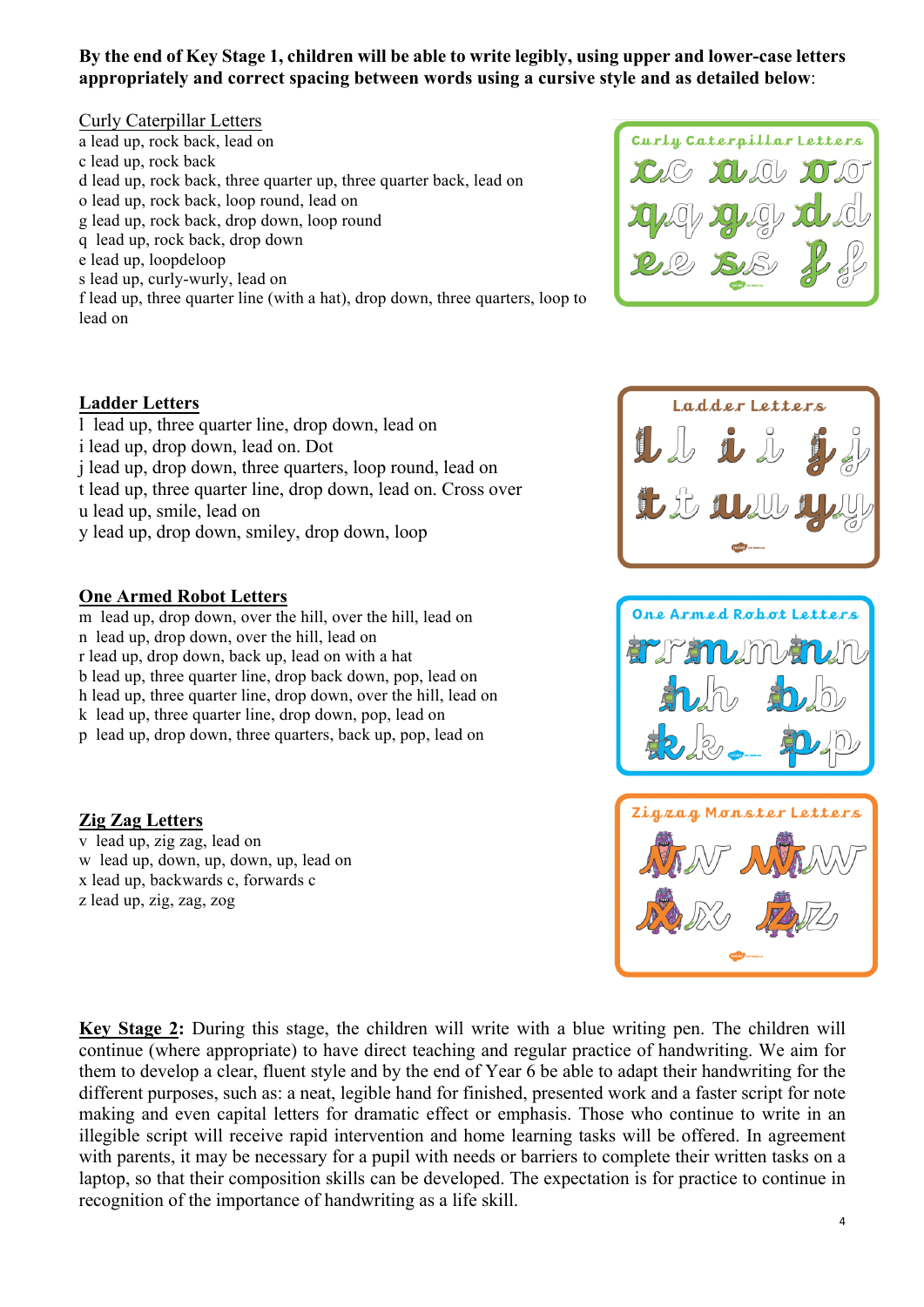**By the end of Key Stage 1, children will be able to write legibly, using upper and lower-case letters appropriately and correct spacing between words using a cursive style and as detailed below**:

Curly Caterpillar Letters

a lead up, rock back, lead on
c lead up, rock back
d lead up, rock back, three quarter up, three quarter back, lead on
o lead up, rock back, loop round, lead on
g lead up, rock back, drop down, loop round
q lead up, rock back, drop down
e lead up, loopdeloop
s lead up, curly-wurly, lead on
f lead up, three quarter line (with a hat), drop down, three quarters, loop to lead on

Curly Caterpillar Letters

**Ladder Letters**

l lead up, three quarter line, drop down, lead on
i lead up, drop down, lead on. Dot
j lead up, drop down, three quarters, loop round, lead on
t lead up, three quarter line, drop down, lead on. Cross over
u lead up, smile, lead on
y lead up, drop down, smiley, drop down, loop

Ladder Letters

**One Armed Robot Letters**

m lead up, drop down, over the hill, over the hill, lead on
n lead up, drop down, over the hill, lead on
r lead up, drop down, back up, lead on with a hat
b lead up, three quarter line, drop back down, pop, lead on
h lead up, three quarter line, drop down, over the hill, lead on
k lead up, three quarter line, drop down, pop, lead on
p lead up, drop down, three quarters, back up, pop, lead on

One Armed Robot Letters

**Zig Zag Letters**

v lead up, zig zag, lead on
w lead up, down, up, down, up, lead on
x lead up, backwards c, forwards c
z lead up, zig, zag, zog

Zigzag Monster Letters

**Key Stage 2:** During this stage, the children will write with a blue writing pen. The children will continue (where appropriate) to have direct teaching and regular practice of handwriting. We aim for them to develop a clear, fluent style and by the end of Year 6 be able to adapt their handwriting for the different purposes, such as: a neat, legible hand for finished, presented work and a faster script for note making and even capital letters for dramatic effect or emphasis. Those who continue to write in an illegible script will receive rapid intervention and home learning tasks will be offered. In agreement with parents, it may be necessary for a pupil with needs or barriers to complete their written tasks on a laptop, so that their composition skills can be developed. The expectation is for practice to continue in recognition of the importance of handwriting as a life skill.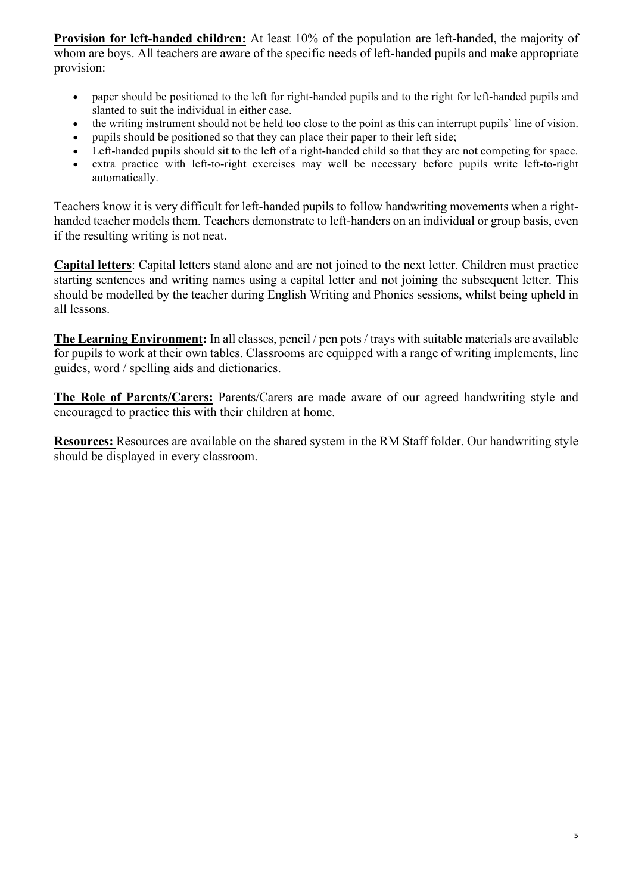**Provision for left-handed children:** At least 10% of the population are left-handed, the majority of whom are boys. All teachers are aware of the specific needs of left-handed pupils and make appropriate provision:

- paper should be positioned to the left for right-handed pupils and to the right for left-handed pupils and slanted to suit the individual in either case.
- the writing instrument should not be held too close to the point as this can interrupt pupils' line of vision.
- pupils should be positioned so that they can place their paper to their left side;
- Left-handed pupils should sit to the left of a right-handed child so that they are not competing for space.
- extra practice with left-to-right exercises may well be necessary before pupils write left-to-right automatically.

Teachers know it is very difficult for left-handed pupils to follow handwriting movements when a right-handed teacher models them. Teachers demonstrate to left-handers on an individual or group basis, even if the resulting writing is not neat.

**Capital letters**: Capital letters stand alone and are not joined to the next letter. Children must practice starting sentences and writing names using a capital letter and not joining the subsequent letter. This should be modelled by the teacher during English Writing and Phonics sessions, whilst being upheld in all lessons.

**The Learning Environment:** In all classes, pencil / pen pots / trays with suitable materials are available for pupils to work at their own tables. Classrooms are equipped with a range of writing implements, line guides, word / spelling aids and dictionaries.

**The Role of Parents/Carers:** Parents/Carers are made aware of our agreed handwriting style and encouraged to practice this with their children at home.

**Resources:** Resources are available on the shared system in the RM Staff folder. Our handwriting style should be displayed in every classroom.